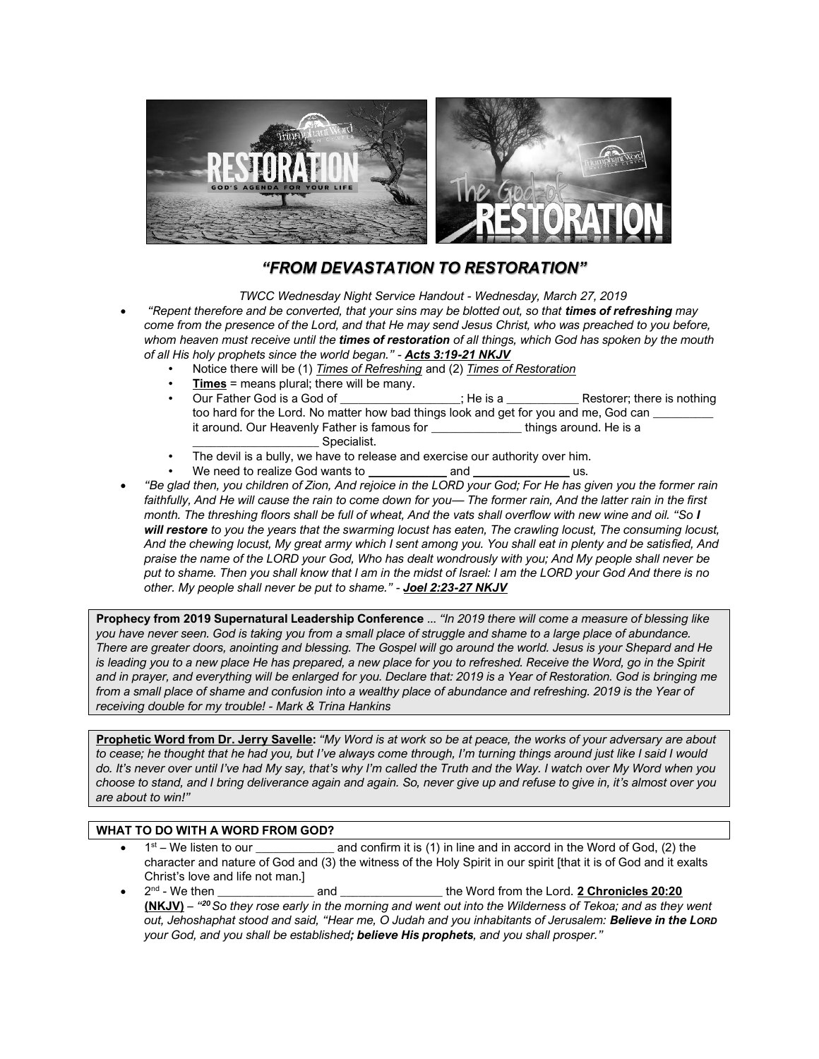# *"FROM DEVASTATION TO RESTORATION"*

*TWCC Wednesday Night Service Handout - Wednesday, March 27, 2019*

- *"Repent therefore and be converted, that your sins may be blotted out, so that **times of refreshing** may come from the presence of the Lord, and that He may send Jesus Christ, who was preached to you before, whom heaven must receive until the **times of restoration** of all things, which God has spoken by the mouth of all His holy prophets since the world began."* - ***Acts 3:19-21 NKJV***
  - Notice there will be (1) *Times of Refreshing* and (2) *Times of Restoration*
  - **Times** = means plural; there will be many.
  - Our Father God is a God of ___________________; He is a ___________ Restorer; there is nothing too hard for the Lord. No matter how bad things look and get for you and me, God can _________ it around. Our Heavenly Father is famous for ______________ things around. He is a ____________________ Specialist.
  - The devil is a bully, we have to release and exercise our authority over him.
  - We need to realize God wants to ____________ and _______________ us.
- *"Be glad then, you children of Zion, And rejoice in the LORD your God; For He has given you the former rain faithfully, And He will cause the rain to come down for you— The former rain, And the latter rain in the first month. The threshing floors shall be full of wheat, And the vats shall overflow with new wine and oil. "So **I will restore** to you the years that the swarming locust has eaten, The crawling locust, The consuming locust, And the chewing locust, My great army which I sent among you. You shall eat in plenty and be satisfied, And praise the name of the LORD your God, Who has dealt wondrously with you; And My people shall never be put to shame. Then you shall know that I am in the midst of Israel: I am the LORD your God And there is no other. My people shall never be put to shame."* - ***Joel 2:23-27 NKJV***

**Prophecy from 2019 Supernatural Leadership Conference** ... *"In 2019 there will come a measure of blessing like you have never seen. God is taking you from a small place of struggle and shame to a large place of abundance. There are greater doors, anointing and blessing. The Gospel will go around the world. Jesus is your Shepard and He is leading you to a new place He has prepared, a new place for you to refreshed. Receive the Word, go in the Spirit and in prayer, and everything will be enlarged for you. Declare that: 2019 is a Year of Restoration. God is bringing me from a small place of shame and confusion into a wealthy place of abundance and refreshing. 2019 is the Year of receiving double for my trouble! - Mark & Trina Hankins*

**Prophetic Word from Dr. Jerry Savelle:** *"My Word is at work so be at peace, the works of your adversary are about to cease; he thought that he had you, but I've always come through, I'm turning things around just like I said I would do. It's never over until I've had My say, that's why I'm called the Truth and the Way. I watch over My Word when you choose to stand, and I bring deliverance again and again. So, never give up and refuse to give in, it's almost over you are about to win!"*

**WHAT TO DO WITH A WORD FROM GOD?**

- 1st – We listen to our ____________ and confirm it is (1) in line and in accord in the Word of God, (2) the character and nature of God and (3) the witness of the Holy Spirit in our spirit [that it is of God and it exalts Christ's love and life not man.]
- 2nd - We then _______________ and ________________ the Word from the Lord. **2 Chronicles 20:20 (NKJV)** – *"20 So they rose early in the morning and went out into the Wilderness of Tekoa; and as they went out, Jehoshaphat stood and said, "Hear me, O Judah and you inhabitants of Jerusalem: **Believe in the LORD** your God, and you shall be established**; believe His prophets**, and you shall prosper."*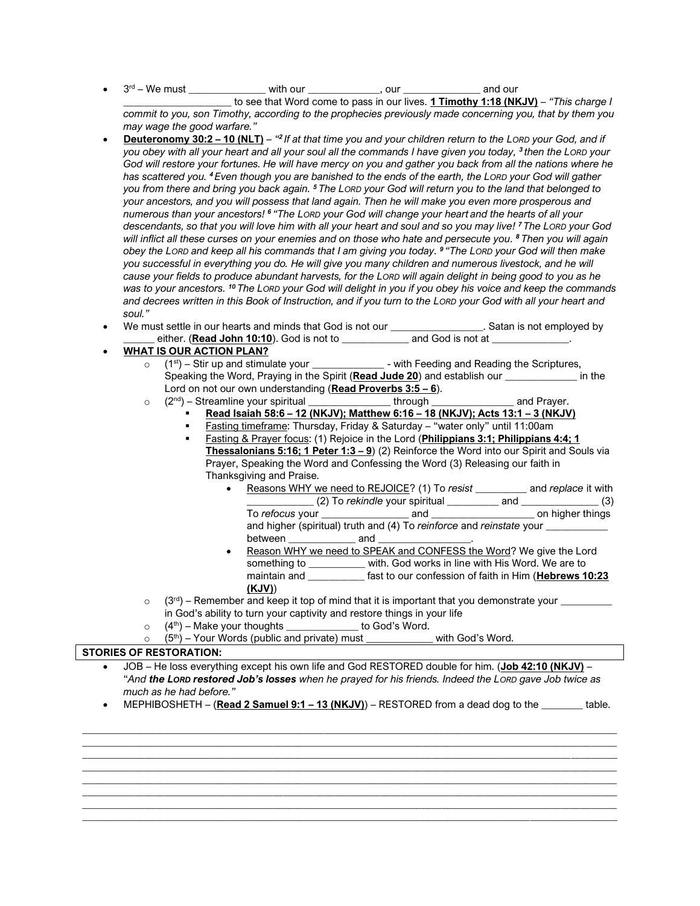- 3rd – We must ______________ with our _____________, our ______________ and our ____________________ to see that Word come to pass in our lives. **1 Timothy 1:18 (NKJV)** – *"This charge I commit to you, son Timothy, according to the prophecies previously made concerning you, that by them you may wage the good warfare."*
- **Deuteronomy 30:2 – 10 (NLT)** – *"[2] If at that time you and your children return to the LORD your God, and if you obey with all your heart and all your soul all the commands I have given you today, [3] then the LORD your God will restore your fortunes. He will have mercy on you and gather you back from all the nations where he has scattered you. [4] Even though you are banished to the ends of the earth, the LORD your God will gather you from there and bring you back again. [5] The LORD your God will return you to the land that belonged to your ancestors, and you will possess that land again. Then he will make you even more prosperous and numerous than your ancestors! [6] "The LORD your God will change your heart and the hearts of all your descendants, so that you will love him with all your heart and soul and so you may live! [7] The LORD your God will inflict all these curses on your enemies and on those who hate and persecute you. [8] Then you will again obey the LORD and keep all his commands that I am giving you today. [9] "The LORD your God will then make you successful in everything you do. He will give you many children and numerous livestock, and he will cause your fields to produce abundant harvests, for the LORD will again delight in being good to you as he was to your ancestors. [10] The LORD your God will delight in you if you obey his voice and keep the commands and decrees written in this Book of Instruction, and if you turn to the LORD your God with all your heart and soul."*
- We must settle in our hearts and minds that God is not our _________________. Satan is not employed by ______ either. (**Read John 10:10**). God is not to ____________ and God is not at ______________.
- **WHAT IS OUR ACTION PLAN?**
  - (1st) – Stir up and stimulate your _____________ - with Feeding and Reading the Scriptures, Speaking the Word, Praying in the Spirit (**Read Jude 20**) and establish our _____________ in the Lord on not our own understanding (**Read Proverbs 3:5 – 6**).
  - (2nd) – Streamline your spiritual _______________ through _______________ and Prayer.
    - **Read Isaiah 58:6 – 12 (NKJV); Matthew 6:16 – 18 (NKJV); Acts 13:1 – 3 (NKJV)**
    - Fasting timeframe: Thursday, Friday & Saturday – "water only" until 11:00am
    - Fasting & Prayer focus: (1) Rejoice in the Lord (**Philippians 3:1; Philippians 4:4; 1 Thessalonians 5:16; 1 Peter 1:3 – 9**) (2) Reinforce the Word into our Spirit and Souls via Prayer, Speaking the Word and Confessing the Word (3) Releasing our faith in Thanksgiving and Praise.
      - Reasons WHY we need to REJOICE? (1) To *resist* _________ and *replace* it with ____________ (2) To *rekindle* your spiritual _________ and ______________ (3) To *refocus* your ________________ and __________________ on higher things and higher (spiritual) truth and (4) To *reinforce* and *reinstate* your ___________ between ____________ and ________________.
      - Reason WHY we need to SPEAK and CONFESS the Word? We give the Lord something to __________ with. God works in line with His Word. We are to maintain and __________ fast to our confession of faith in Him (**Hebrews 10:23 (KJV)**)
  - (3rd) – Remember and keep it top of mind that it is important that you demonstrate your _________ in God's ability to turn your captivity and restore things in your life
  - (4th) – Make your thoughts _____________ to God's Word.
  - (5th) – Your Words (public and private) must ____________ with God's Word.

**STORIES OF RESTORATION:**

- JOB – He loss everything except his own life and God RESTORED double for him. (**Job 42:10 (NKJV)** – "*And **the LORD restored Job's losses** when he prayed for his friends. Indeed the LORD gave Job twice as much as he had before."*
- MEPHIBOSHETH – (**Read 2 Samuel 9:1 – 13 (NKJV)**) – RESTORED from a dead dog to the _______ table.

_______________________________________________________________________________________
_______________________________________________________________________________________
_______________________________________________________________________________________
_______________________________________________________________________________________
_______________________________________________________________________________________
_______________________________________________________________________________________
_______________________________________________________________________________________
_______________________________________________________________________________________